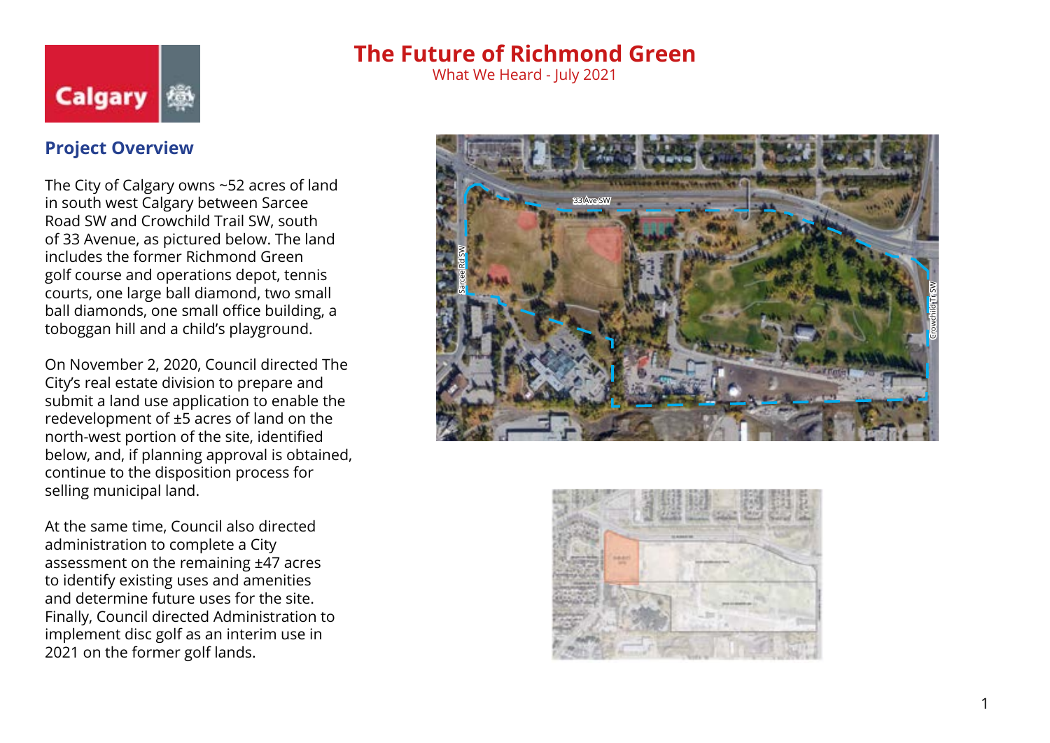# The Future of Richmond Green

What We Heard - July 2021

## Project Overview

The City of Calgary owns ~52 acres of land in south west Calgary between Sarcee Road SW and Crowchild Trail SW, south of 33 Avenue, as pictured below. The land includes the former Richmond Green golf course and operations depot, tennis courts, one large ball diamond, two small ball diamonds, one small office building, a toboggan hill and a child's playground.

On November 2, 2020, Council directed The City's real estate division to prepare and submit a land use application to enable the redevelopment of ±5 acres of land on the north-west portion of the site, identified below, and, if planning approval is obtained, continue to the disposition process for selling municipal land.

At the same time, Council also directed administration to complete a City assessment on the remaining ±47 acres to identify existing uses and amenities and determine future uses for the site. Finally, Council directed Administration to implement disc golf as an interim use in 2021 on the former golf lands.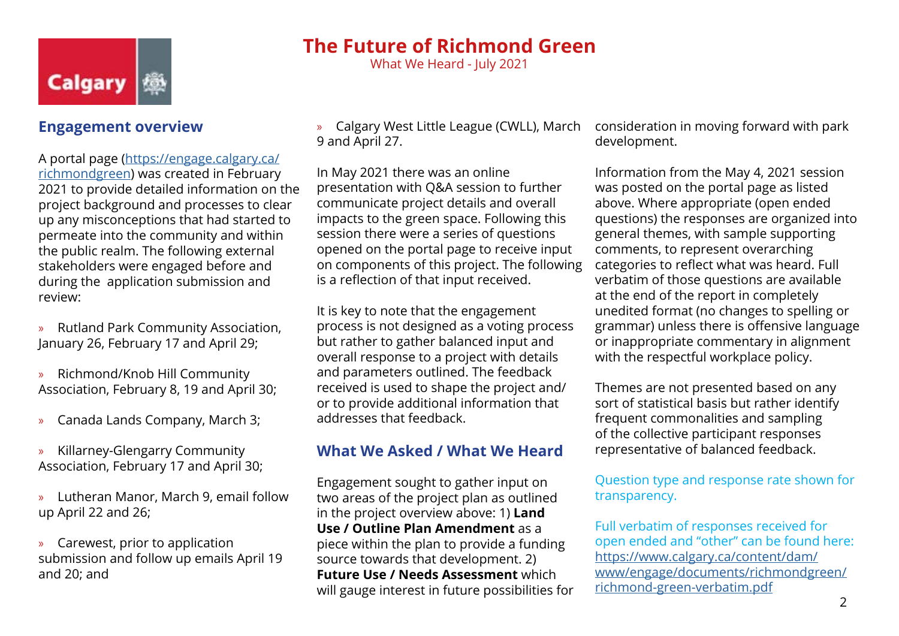# The Future of Richmond Green

What We Heard - July 2021

## Engagement overview

A portal page (https://engage.calgary.ca/richmondgreen) was created in February 2021 to provide detailed information on the project background and processes to clear up any misconceptions that had started to permeate into the community and within the public realm. The following external stakeholders were engaged before and during the application submission and review:

- Rutland Park Community Association, January 26, February 17 and April 29;
- Richmond/Knob Hill Community Association, February 8, 19 and April 30;
- Canada Lands Company, March 3;
- Killarney-Glengarry Community Association, February 17 and April 30;
- Lutheran Manor, March 9, email follow up April 22 and 26;
- Carewest, prior to application submission and follow up emails April 19 and 20; and
- Calgary West Little League (CWLL), March 9 and April 27.

In May 2021 there was an online presentation with Q&A session to further communicate project details and overall impacts to the green space. Following this session there were a series of questions opened on the portal page to receive input on components of this project. The following is a reflection of that input received.

It is key to note that the engagement process is not designed as a voting process but rather to gather balanced input and overall response to a project with details and parameters outlined. The feedback received is used to shape the project and/or to provide additional information that addresses that feedback.

## What We Asked / What We Heard

Engagement sought to gather input on two areas of the project plan as outlined in the project overview above: 1) **Land Use / Outline Plan Amendment** as a piece within the plan to provide a funding source towards that development. 2) **Future Use / Needs Assessment** which will gauge interest in future possibilities for consideration in moving forward with park development.

Information from the May 4, 2021 session was posted on the portal page as listed above. Where appropriate (open ended questions) the responses are organized into general themes, with sample supporting comments, to represent overarching categories to reflect what was heard. Full verbatim of those questions are available at the end of the report in completely unedited format (no changes to spelling or grammar) unless there is offensive language or inappropriate commentary in alignment with the respectful workplace policy.

Themes are not presented based on any sort of statistical basis but rather identify frequent commonalities and sampling of the collective participant responses representative of balanced feedback.

Question type and response rate shown for transparency.

Full verbatim of responses received for open ended and "other" can be found here: https://www.calgary.ca/content/dam/www/engage/documents/richmondgreen/richmond-green-verbatim.pdf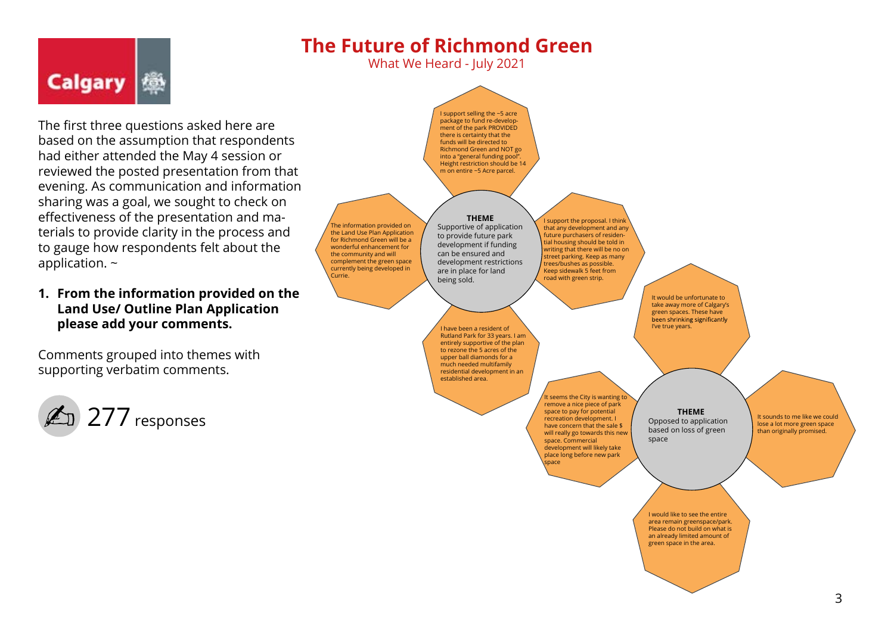# The Future of Richmond Green

What We Heard - July 2021

The first three questions asked here are based on the assumption that respondents had either attended the May 4 session or reviewed the posted presentation from that evening. As communication and information sharing was a goal, we sought to check on effectiveness of the presentation and materials to provide clarity in the process and to gauge how respondents felt about the application. ~

1. **From the information provided on the Land Use/ Outline Plan Application please add your comments.**

Comments grouped into themes with supporting verbatim comments.

277 responses

**THEME**
Supportive of application to provide future park development if funding can be ensured and development restrictions are in place for land being sold.

- I support selling the ~5 acre package to fund re-development of the park PROVIDED there is certainty that the funds will be directed to Richmond Green and NOT go into a "general funding pool". Height restriction should be 14 m on entire ~5 Acre parcel.
- I support the proposal. I think that any development and any future purchasers of residential housing should be told in writing that there will be no on street parking. Keep as many trees/bushes as possible. Keep sidewalk 5 feet from road with green strip.
- I have been a resident of Rutland Park for 33 years. I am entirely supportive of the plan to rezone the 5 acres of the upper ball diamonds for a much needed multifamily residential development in an established area.
- The information provided on the Land Use Plan Application for Richmond Green will be a wonderful enhancement for the community and will complement the green space currently being developed in Currie.

**THEME**
Opposed to application based on loss of green space

- It would be unfortunate to take away more of Calgary's green spaces. These have been shrinking significantly I've true years.
- It sounds to me like we could lose a lot more green space than originally promised.
- I would like to see the entire area remain greenspace/park. Please do not build on what is an already limited amount of green space in the area.
- It seems the City is wanting to remove a nice piece of park space to pay for potential recreation development. I have concern that the sale $ will really go towards this new space. Commercial development will likely take place long before new park space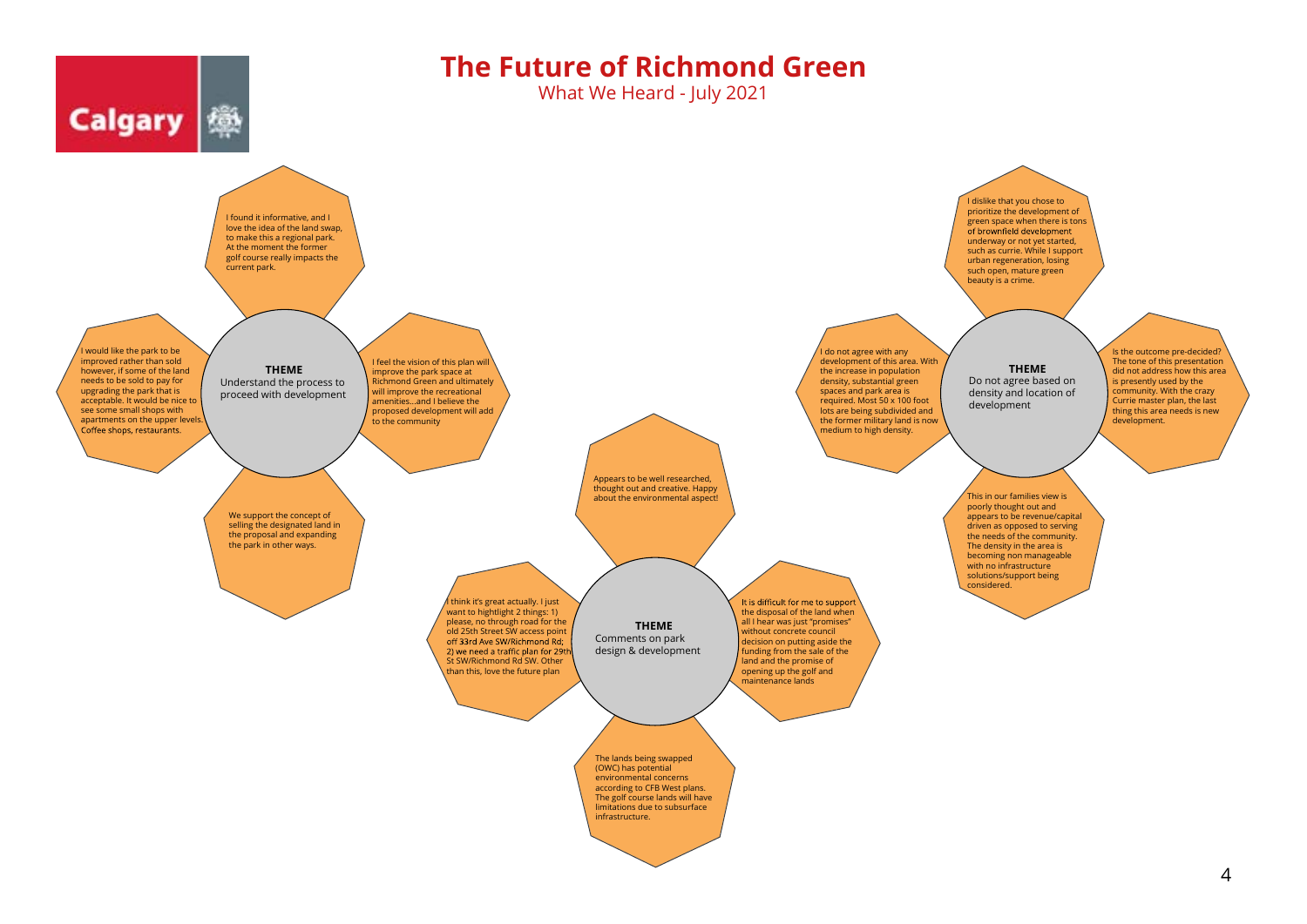# The Future of Richmond Green

What We Heard - July 2021

## THEME: Understand the process to proceed with development

- I found it informative, and I love the idea of the land swap, to make this a regional park. At the moment the former golf course really impacts the current park.
- I would like the park to be improved rather than sold however, if some of the land needs to be sold to pay for upgrading the park that is acceptable. It would be nice to see some small shops with apartments on the upper levels. Coffee shops, restaurants.
- I feel the vision of this plan will improve the park space at Richmond Green and ultimately will improve the recreational amenities...and I believe the proposed development will add to the community
- We support the concept of selling the designated land in the proposal and expanding the park in other ways.

## THEME: Comments on park design & development

- Appears to be well researched, thought out and creative. Happy about the environmental aspect!
- I think it's great actually. I just want to hightlight 2 things: 1) please, no through road for the old 25th Street SW access point off 33rd Ave SW/Richmond Rd; 2) we need a traffic plan for 29th St SW/Richmond Rd SW. Other than this, love the future plan
- It is difficult for me to support the disposal of the land when all I hear was just "promises" without concrete council decision on putting aside the funding from the sale of the land and the promise of opening up the golf and maintenance lands
- The lands being swapped (OWC) has potential environmental concerns according to CFB West plans. The golf course lands will have limitations due to subsurface infrastructure.

## THEME: Do not agree based on density and location of development

- I dislike that you chose to prioritize the development of green space when there is tons of brownfield development underway or not yet started, such as currie. While I support urban regeneration, losing such open, mature green beauty is a crime.
- I do not agree with any development of this area. With the increase in population density, substantial green spaces and park area is required. Most 50 x 100 foot lots are being subdivided and the former military land is now medium to high density.
- Is the outcome pre-decided? The tone of this presentation did not address how this area is presently used by the community. With the crazy Currie master plan, the last thing this area needs is new development.
- This in our families view is poorly thought out and appears to be revenue/capital driven as opposed to serving the needs of the community. The density in the area is becoming non manageable with no infrastructure solutions/support being considered.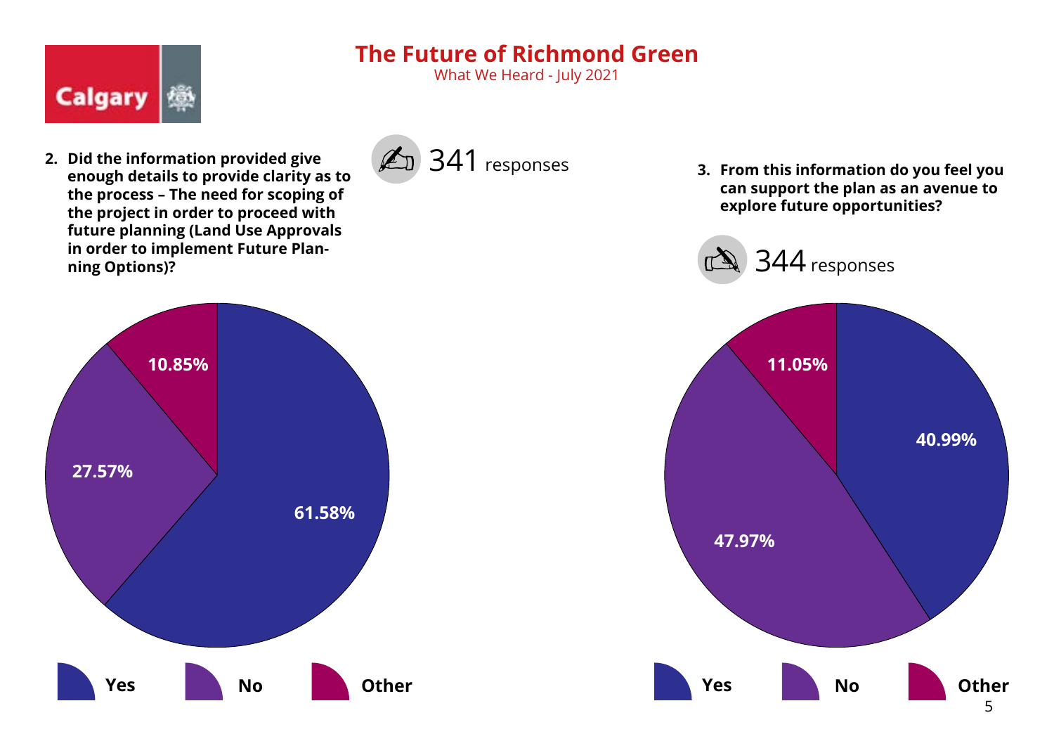# The Future of Richmond Green

What We Heard - July 2021

**2. Did the information provided give enough details to provide clarity as to the process – The need for scoping of the project in order to proceed with future planning (Land Use Approvals in order to implement Future Planning Options)?**

341 responses

| Response | Percentage |
|---|---|
| Yes | 61.58% |
| No | 27.57% |
| Other | 10.85% |

**3. From this information do you feel you can support the plan as an avenue to explore future opportunities?**

344 responses

| Response | Percentage |
|---|---|
| Yes | 40.99% |
| No | 47.97% |
| Other | 11.05% |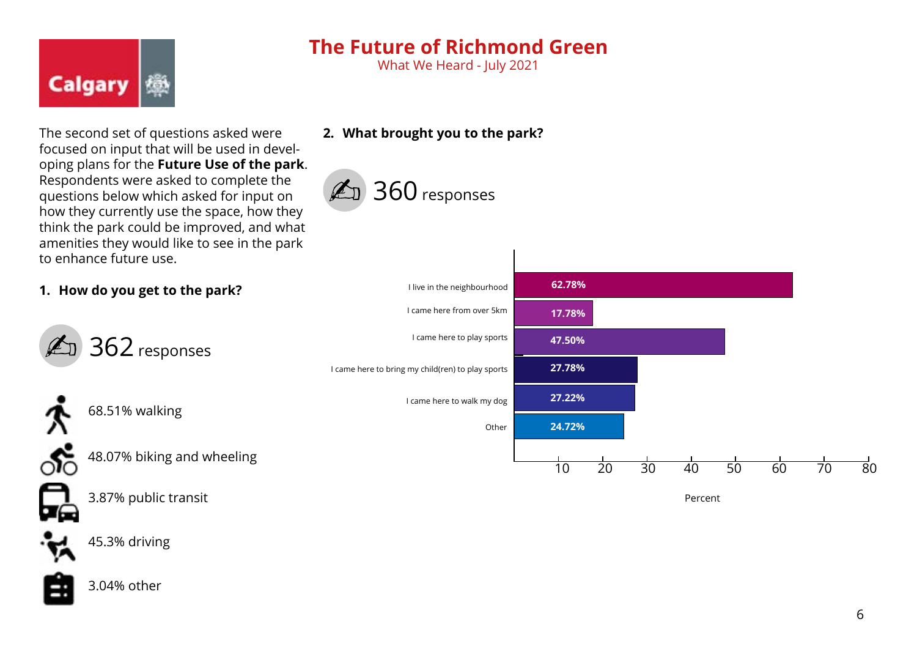# The Future of Richmond Green

What We Heard - July 2021

The second set of questions asked were focused on input that will be used in developing plans for the **Future Use of the park**. Respondents were asked to complete the questions below which asked for input on how they currently use the space, how they think the park could be improved, and what amenities they would like to see in the park to enhance future use.

### 1. How do you get to the park?

362 responses

- 68.51% walking
- 48.07% biking and wheeling
- 3.87% public transit
- 45.3% driving
- 3.04% other

### 2. What brought you to the park?

360 responses

| Response | Percent |
| --- | --- |
| I live in the neighbourhood | 62.78% |
| I came here from over 5km | 17.78% |
| I came here to play sports | 47.50% |
| I came here to bring my child(ren) to play sports | 27.78% |
| I came here to walk my dog | 27.22% |
| Other | 24.72% |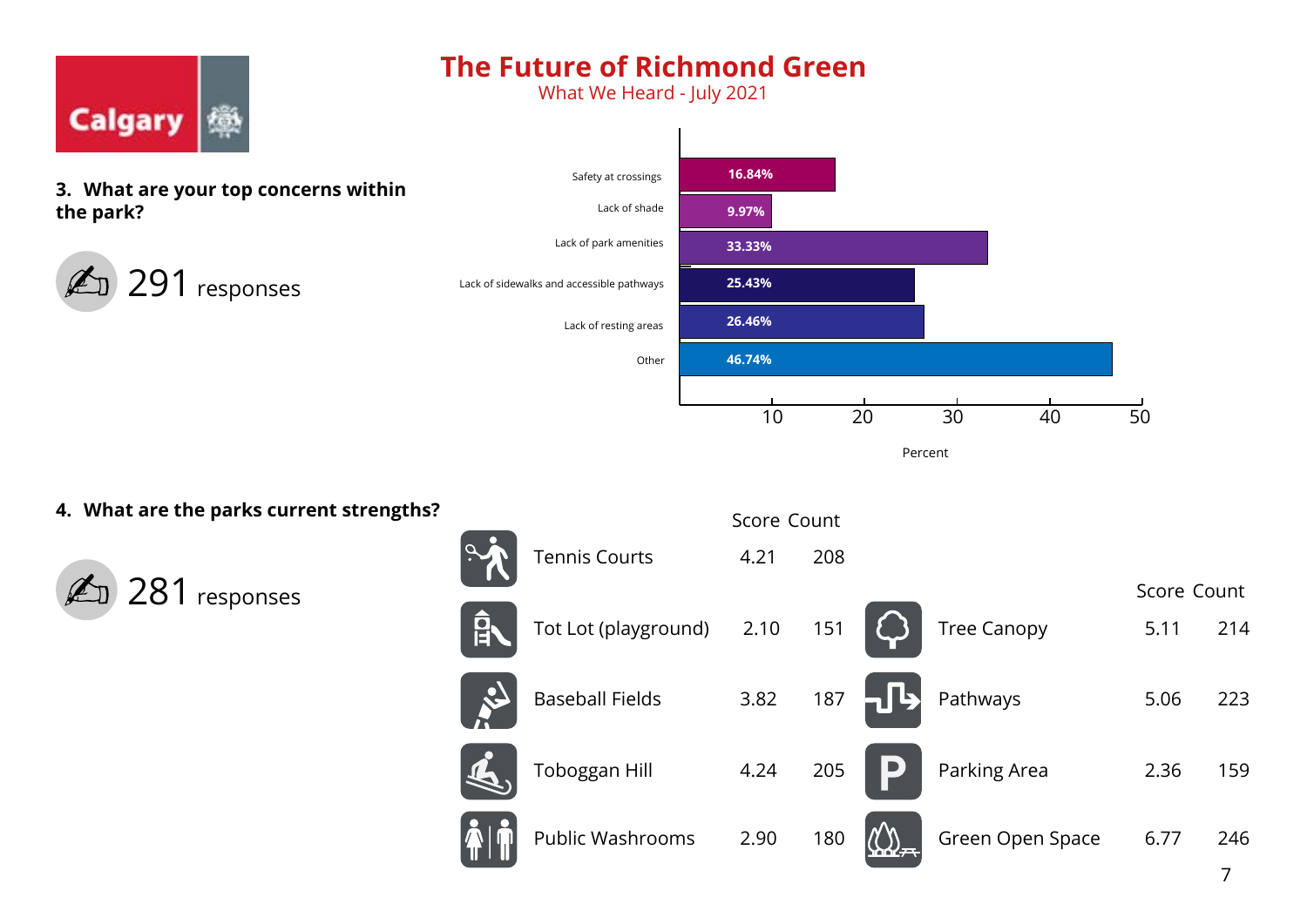# The Future of Richmond Green

What We Heard - July 2021

### 3. What are your top concerns within the park?

291 responses

| Concern | Percent |
|---|---|
| Safety at crossings | 16.84% |
| Lack of shade | 9.97% |
| Lack of park amenities | 33.33% |
| Lack of sidewalks and accessible pathways | 25.43% |
| Lack of resting areas | 26.46% |
| Other | 46.74% |

### 4. What are the parks current strengths?

281 responses

| | Score | Count |
|---|---|---|
| Tennis Courts | 4.21 | 208 |
| Tot Lot (playground) | 2.10 | 151 |
| Baseball Fields | 3.82 | 187 |
| Toboggan Hill | 4.24 | 205 |
| Public Washrooms | 2.90 | 180 |
| Tree Canopy | 5.11 | 214 |
| Pathways | 5.06 | 223 |
| Parking Area | 2.36 | 159 |
| Green Open Space | 6.77 | 246 |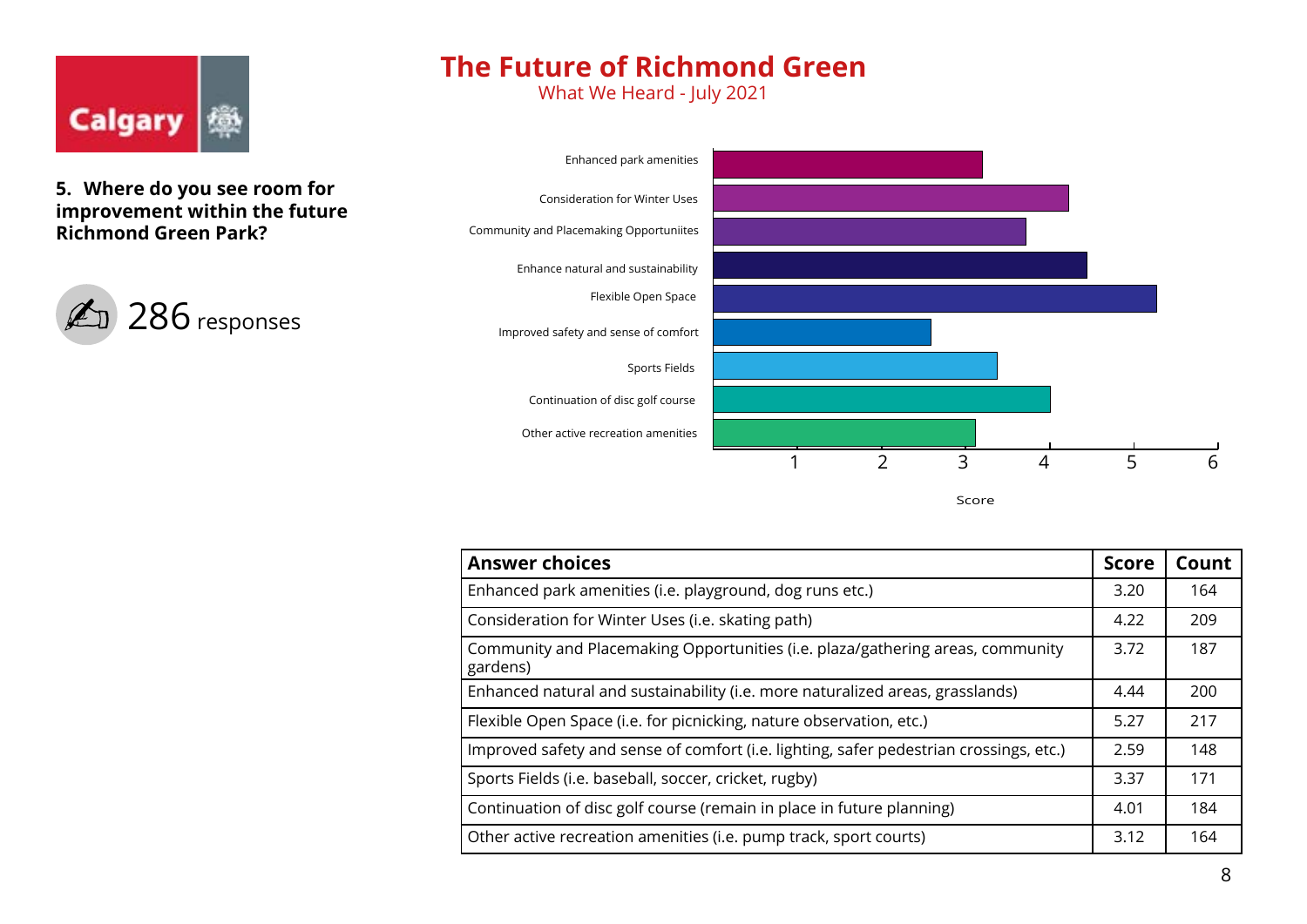# The Future of Richmond Green

What We Heard - July 2021

**5. Where do you see room for improvement within the future Richmond Green Park?**

286 responses

| Answer choices | Score | Count |
|---|---|---|
| Enhanced park amenities (i.e. playground, dog runs etc.) | 3.20 | 164 |
| Consideration for Winter Uses (i.e. skating path) | 4.22 | 209 |
| Community and Placemaking Opportunities (i.e. plaza/gathering areas, community gardens) | 3.72 | 187 |
| Enhanced natural and sustainability (i.e. more naturalized areas, grasslands) | 4.44 | 200 |
| Flexible Open Space (i.e. for picnicking, nature observation, etc.) | 5.27 | 217 |
| Improved safety and sense of comfort (i.e. lighting, safer pedestrian crossings, etc.) | 2.59 | 148 |
| Sports Fields (i.e. baseball, soccer, cricket, rugby) | 3.37 | 171 |
| Continuation of disc golf course (remain in place in future planning) | 4.01 | 184 |
| Other active recreation amenities (i.e. pump track, sport courts) | 3.12 | 164 |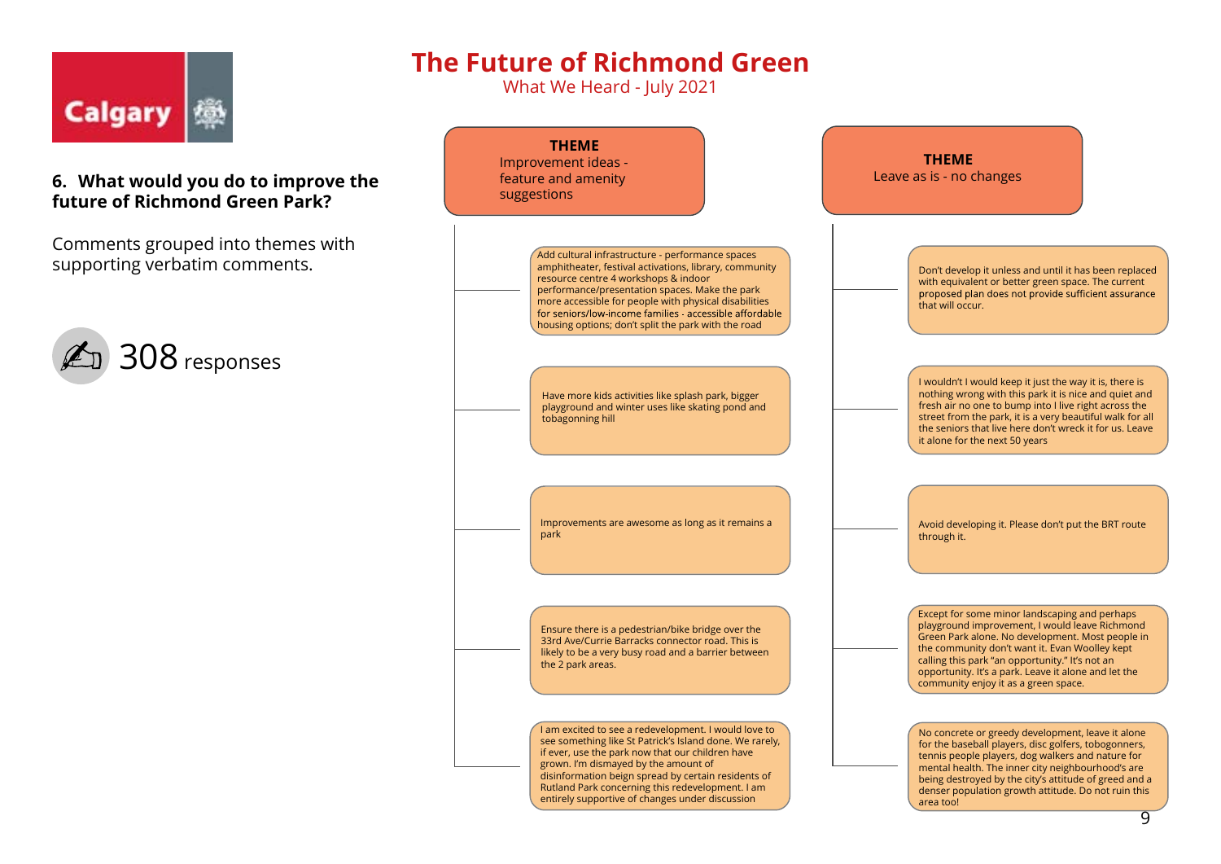# The Future of Richmond Green

What We Heard - July 2021

**6. What would you do to improve the future of Richmond Green Park?**

Comments grouped into themes with supporting verbatim comments.

308 responses

## THEME: Improvement ideas - feature and amenity suggestions

- Add cultural infrastructure - performance spaces amphitheater, festival activations, library, community resource centre 4 workshops & indoor performance/presentation spaces. Make the park more accessible for people with physical disabilities for seniors/low-income families - accessible affordable housing options; don't split the park with the road
- Have more kids activities like splash park, bigger playground and winter uses like skating pond and tobagonning hill
- Improvements are awesome as long as it remains a park
- Ensure there is a pedestrian/bike bridge over the 33rd Ave/Currie Barracks connector road. This is likely to be a very busy road and a barrier between the 2 park areas.
- I am excited to see a redevelopment. I would love to see something like St Patrick's Island done. We rarely, if ever, use the park now that our children have grown. I'm dismayed by the amount of disinformation beign spread by certain residents of Rutland Park concerning this redevelopment. I am entirely supportive of changes under discussion

## THEME: Leave as is - no changes

- Don't develop it unless and until it has been replaced with equivalent or better green space. The current proposed plan does not provide sufficient assurance that will occur.
- I wouldn't I would keep it just the way it is, there is nothing wrong with this park it is nice and quiet and fresh air no one to bump into I live right across the street from the park, it is a very beautiful walk for all the seniors that live here don't wreck it for us. Leave it alone for the next 50 years
- Avoid developing it. Please don't put the BRT route through it.
- Except for some minor landscaping and perhaps playground improvement, I would leave Richmond Green Park alone. No development. Most people in the community don't want it. Evan Woolley kept calling this park "an opportunity." It's not an opportunity. It's a park. Leave it alone and let the community enjoy it as a green space.
- No concrete or greedy development, leave it alone for the baseball players, disc golfers, tobogonners, tennis people players, dog walkers and nature for mental health. The inner city neighbourhood's are being destroyed by the city's attitude of greed and a denser population growth attitude. Do not ruin this area too!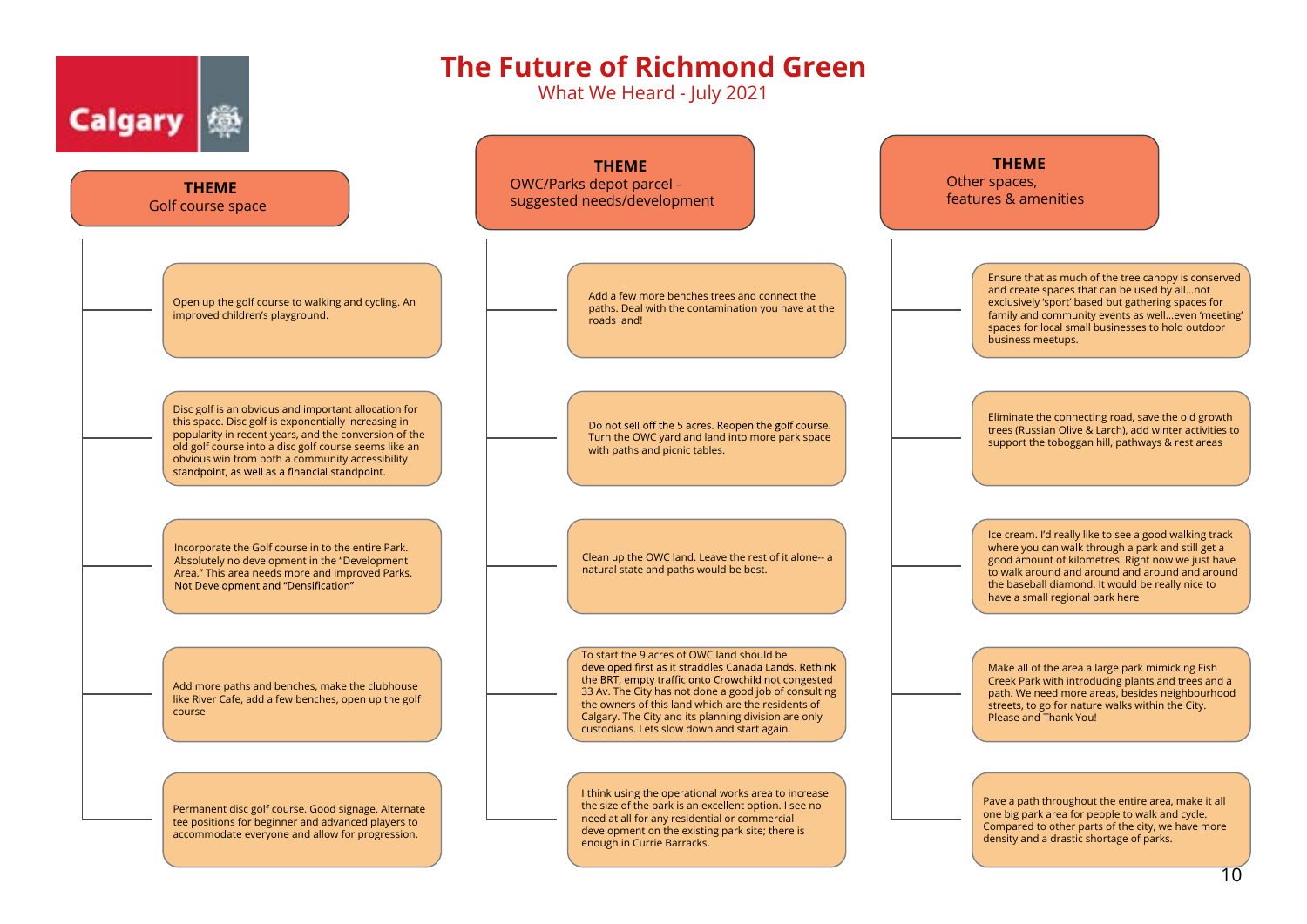# The Future of Richmond Green

What We Heard - July 2021

## THEME: Golf course space

- Open up the golf course to walking and cycling. An improved children's playground.
- Disc golf is an obvious and important allocation for this space. Disc golf is exponentially increasing in popularity in recent years, and the conversion of the old golf course into a disc golf course seems like an obvious win from both a community accessibility standpoint, as well as a financial standpoint.
- Incorporate the Golf course in to the entire Park. Absolutely no development in the "Development Area." This area needs more and improved Parks. Not Development and "Densification"
- Add more paths and benches, make the clubhouse like River Cafe, add a few benches, open up the golf course
- Permanent disc golf course. Good signage. Alternate tee positions for beginner and advanced players to accommodate everyone and allow for progression.

## THEME: OWC/Parks depot parcel - suggested needs/development

- Add a few more benches trees and connect the paths. Deal with the contamination you have at the roads land!
- Do not sell off the 5 acres. Reopen the golf course. Turn the OWC yard and land into more park space with paths and picnic tables.
- Clean up the OWC land. Leave the rest of it alone-- a natural state and paths would be best.
- To start the 9 acres of OWC land should be developed first as it straddles Canada Lands. Rethink the BRT, empty traffic onto Crowchild not congested 33 Av. The City has not done a good job of consulting the owners of this land which are the residents of Calgary. The City and its planning division are only custodians. Lets slow down and start again.
- I think using the operational works area to increase the size of the park is an excellent option. I see no need at all for any residential or commercial development on the existing park site; there is enough in Currie Barracks.

## THEME: Other spaces, features & amenities

- Ensure that as much of the tree canopy is conserved and create spaces that can be used by all...not exclusively 'sport' based but gathering spaces for family and community events as well...even 'meeting' spaces for local small businesses to hold outdoor business meetups.
- Eliminate the connecting road, save the old growth trees (Russian Olive & Larch), add winter activities to support the toboggan hill, pathways & rest areas
- Ice cream. I'd really like to see a good walking track where you can walk through a park and still get a good amount of kilometres. Right now we just have to walk around and around and around and around the baseball diamond. It would be really nice to have a small regional park here
- Make all of the area a large park mimicking Fish Creek Park with introducing plants and trees and a path. We need more areas, besides neighbourhood streets, to go for nature walks within the City. Please and Thank You!
- Pave a path throughout the entire area, make it all one big park area for people to walk and cycle. Compared to other parts of the city, we have more density and a drastic shortage of parks.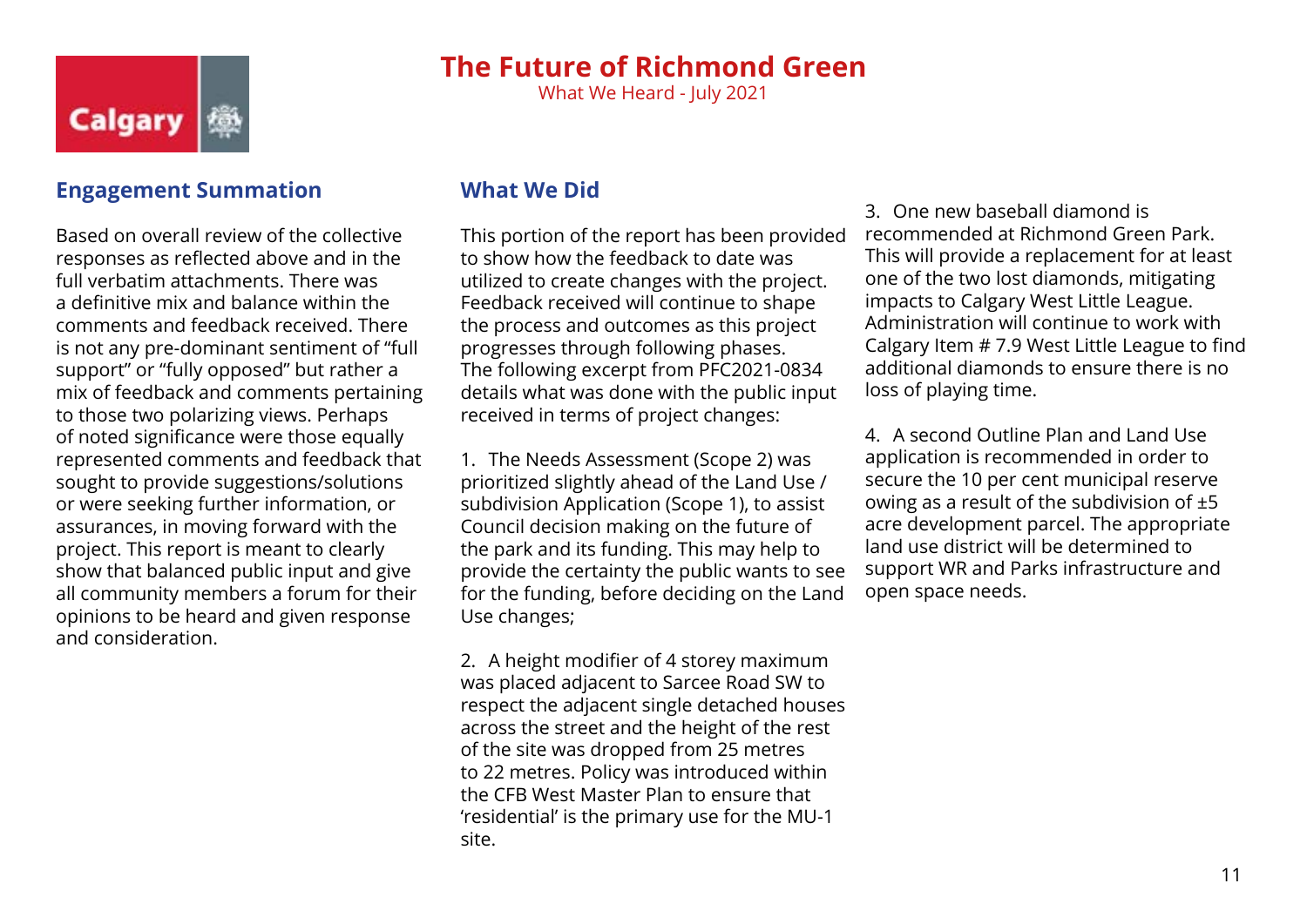## Engagement Summation

Based on overall review of the collective responses as reflected above and in the full verbatim attachments. There was a definitive mix and balance within the comments and feedback received. There is not any pre-dominant sentiment of "full support" or "fully opposed" but rather a mix of feedback and comments pertaining to those two polarizing views. Perhaps of noted significance were those equally represented comments and feedback that sought to provide suggestions/solutions or were seeking further information, or assurances, in moving forward with the project. This report is meant to clearly show that balanced public input and give all community members a forum for their opinions to be heard and given response and consideration.

## What We Did

This portion of the report has been provided to show how the feedback to date was utilized to create changes with the project. Feedback received will continue to shape the process and outcomes as this project progresses through following phases. The following excerpt from PFC2021-0834 details what was done with the public input received in terms of project changes:

1. The Needs Assessment (Scope 2) was prioritized slightly ahead of the Land Use / subdivision Application (Scope 1), to assist Council decision making on the future of the park and its funding. This may help to provide the certainty the public wants to see for the funding, before deciding on the Land Use changes;

2. A height modifier of 4 storey maximum was placed adjacent to Sarcee Road SW to respect the adjacent single detached houses across the street and the height of the rest of the site was dropped from 25 metres to 22 metres. Policy was introduced within the CFB West Master Plan to ensure that 'residential' is the primary use for the MU-1 site.

3. One new baseball diamond is recommended at Richmond Green Park. This will provide a replacement for at least one of the two lost diamonds, mitigating impacts to Calgary West Little League. Administration will continue to work with Calgary Item # 7.9 West Little League to find additional diamonds to ensure there is no loss of playing time.

4. A second Outline Plan and Land Use application is recommended in order to secure the 10 per cent municipal reserve owing as a result of the subdivision of ±5 acre development parcel. The appropriate land use district will be determined to support WR and Parks infrastructure and open space needs.